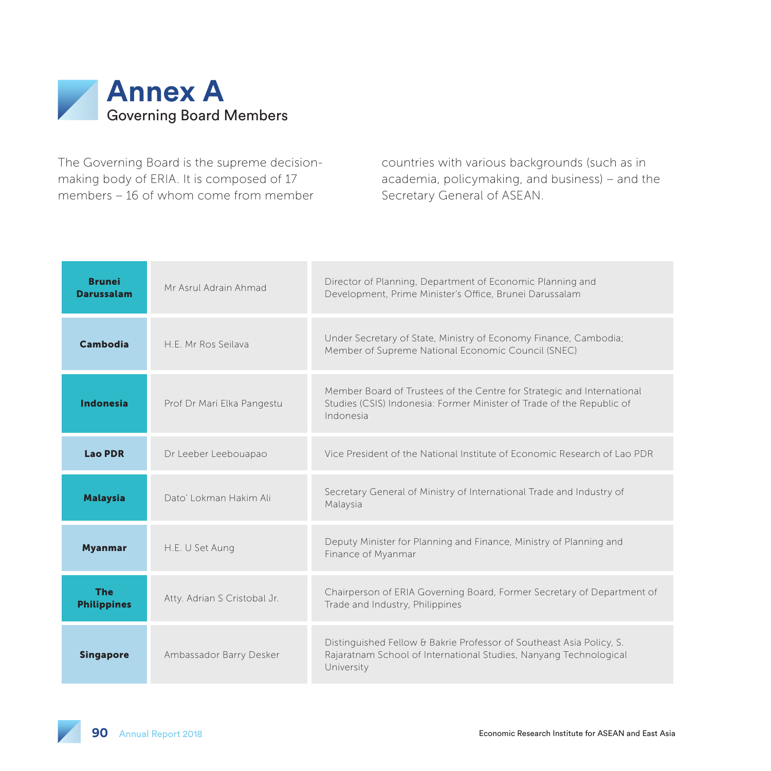# Annex A

## Governing Board Members

The Governing Board is the supreme decision-making body of ERIA. It is composed of 17 members – 16 of whom come from member countries with various backgrounds (such as in academia, policymaking, and business) – and the Secretary General of ASEAN.

| Country | Name | Position |
|---|---|---|
| **Brunei Darussalam** | Mr Asrul Adrain Ahmad | Director of Planning, Department of Economic Planning and Development, Prime Minister's Office, Brunei Darussalam |
| **Cambodia** | H.E. Mr Ros Seilava | Under Secretary of State, Ministry of Economy Finance, Cambodia; Member of Supreme National Economic Council (SNEC) |
| **Indonesia** | Prof Dr Mari Elka Pangestu | Member Board of Trustees of the Centre for Strategic and International Studies (CSIS) Indonesia: Former Minister of Trade of the Republic of Indonesia |
| **Lao PDR** | Dr Leeber Leebouapao | Vice President of the National Institute of Economic Research of Lao PDR |
| **Malaysia** | Dato' Lokman Hakim Ali | Secretary General of Ministry of International Trade and Industry of Malaysia |
| **Myanmar** | H.E. U Set Aung | Deputy Minister for Planning and Finance, Ministry of Planning and Finance of Myanmar |
| **The Philippines** | Atty. Adrian S Cristobal Jr. | Chairperson of ERIA Governing Board, Former Secretary of Department of Trade and Industry, Philippines |
| **Singapore** | Ambassador Barry Desker | Distinguished Fellow & Bakrie Professor of Southeast Asia Policy, S. Rajaratnam School of International Studies, Nanyang Technological University |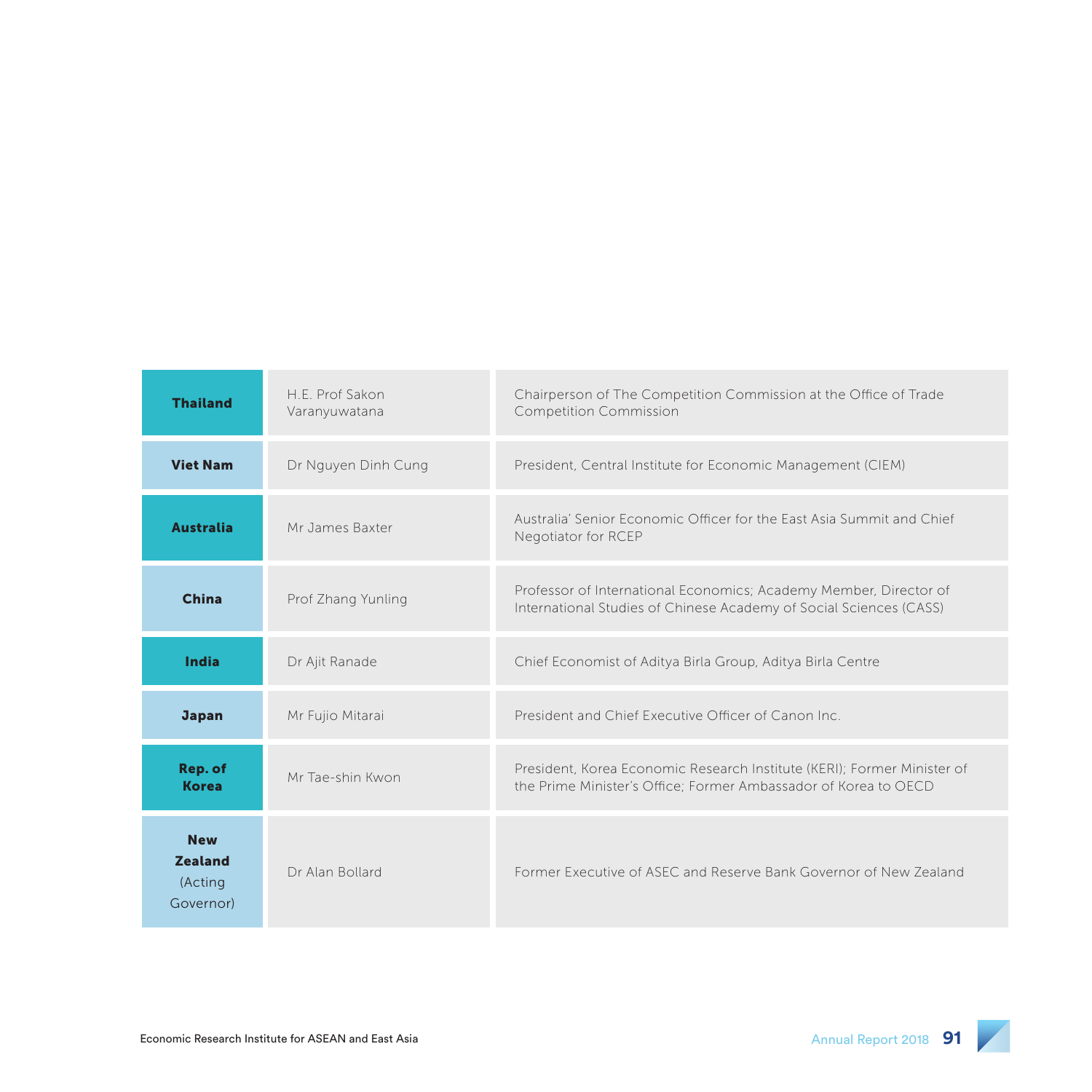| | | |
|---|---|---|
| **Thailand** | H.E. Prof Sakon Varanyuwatana | Chairperson of The Competition Commission at the Office of Trade Competition Commission |
| **Viet Nam** | Dr Nguyen Dinh Cung | President, Central Institute for Economic Management (CIEM) |
| **Australia** | Mr James Baxter | Australia' Senior Economic Officer for the East Asia Summit and Chief Negotiator for RCEP |
| **China** | Prof Zhang Yunling | Professor of International Economics; Academy Member, Director of International Studies of Chinese Academy of Social Sciences (CASS) |
| **India** | Dr Ajit Ranade | Chief Economist of Aditya Birla Group, Aditya Birla Centre |
| **Japan** | Mr Fujio Mitarai | President and Chief Executive Officer of Canon Inc. |
| **Rep. of Korea** | Mr Tae-shin Kwon | President, Korea Economic Research Institute (KERI); Former Minister of the Prime Minister's Office; Former Ambassador of Korea to OECD |
| **New Zealand** (Acting Governor) | Dr Alan Bollard | Former Executive of ASEC and Reserve Bank Governor of New Zealand |